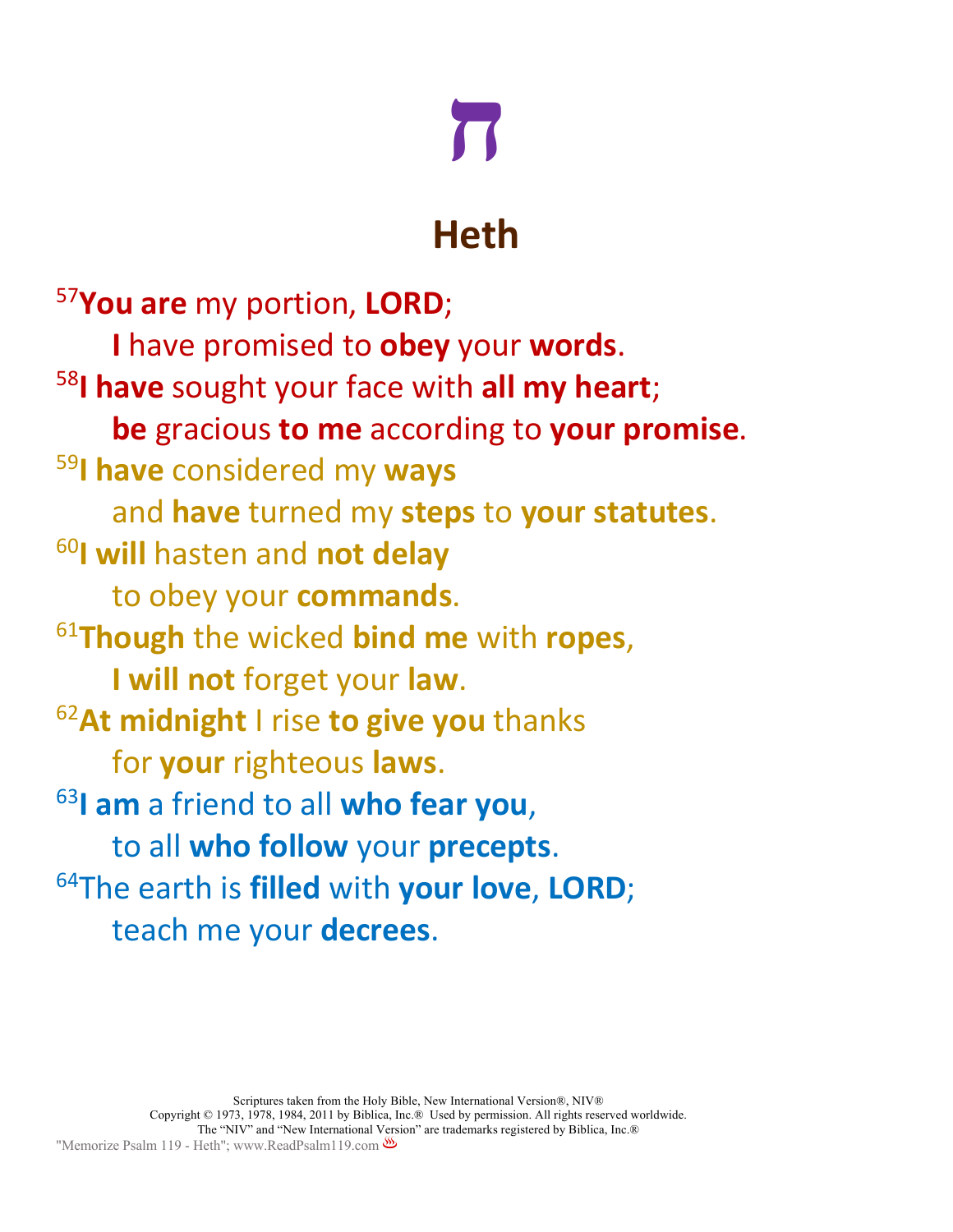# ח

## Heth

[57]**You are** my portion, **LORD**;
    **I** have promised to **obey** your **words**.
[58]**I have** sought your face with **all my heart**;
    **be** gracious **to me** according to **your promise**.
[59]**I have** considered my **ways**
    and **have** turned my **steps** to **your statutes**.
[60]**I will** hasten and **not delay**
    to obey your **commands**.
[61]**Though** the wicked **bind me** with **ropes**,
    **I will not** forget your **law**.
[62]**At midnight** I rise **to give you** thanks
    for **your** righteous **laws**.
[63]**I am** a friend to all **who fear you**,
    to all **who follow** your **precepts**.
[64]The earth is **filled** with **your love**, **LORD**;
    teach me your **decrees**.

Scriptures taken from the Holy Bible, New International Version®, NIV®
Copyright © 1973, 1978, 1984, 2011 by Biblica, Inc.® Used by permission. All rights reserved worldwide.
The "NIV" and "New International Version" are trademarks registered by Biblica, Inc.®
"Memorize Psalm 119 - Heth"; www.ReadPsalm119.com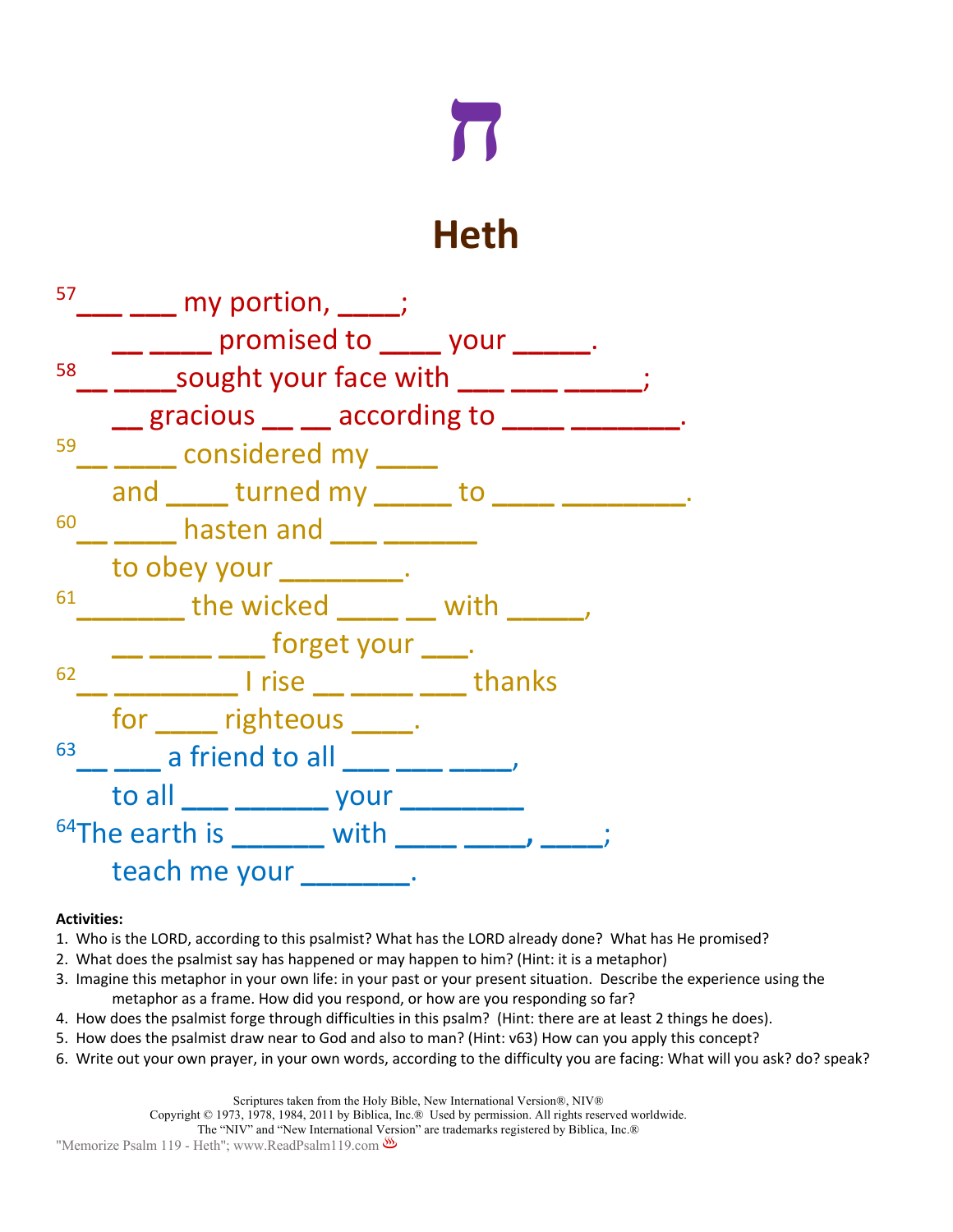# ח

# Heth

[57]___ ___ my portion, ____;
 __ ____ promised to ____ your _____.
[58]__ ____sought your face with ___ ___ _____;
 __ gracious __ __ according to ____ _______.
[59]__ ____ considered my ____
 and ____ turned my _____ to ____ ________.
[60]__ ____ hasten and ___ ______
 to obey your ________.
[61]_______ the wicked ____ __ with _____,
 __ ____ ___ forget your ___.
[62]__ ________ I rise __ ____ ___ thanks
 for ____ righteous ____.
[63]__ ___ a friend to all ___ ___ ____,
 to all ___ ______ your ________
[64]The earth is ______ with ____ ____, ____;
 teach me your _______.

**Activities:**

1. Who is the LORD, according to this psalmist? What has the LORD already done? What has He promised?
2. What does the psalmist say has happened or may happen to him? (Hint: it is a metaphor)
3. Imagine this metaphor in your own life: in your past or your present situation. Describe the experience using the metaphor as a frame. How did you respond, or how are you responding so far?
4. How does the psalmist forge through difficulties in this psalm? (Hint: there are at least 2 things he does).
5. How does the psalmist draw near to God and also to man? (Hint: v63) How can you apply this concept?
6. Write out your own prayer, in your own words, according to the difficulty you are facing: What will you ask? do? speak?

Scriptures taken from the Holy Bible, New International Version®, NIV®
Copyright © 1973, 1978, 1984, 2011 by Biblica, Inc.® Used by permission. All rights reserved worldwide.
The "NIV" and "New International Version" are trademarks registered by Biblica, Inc.®
"Memorize Psalm 119 - Heth"; www.ReadPsalm119.com